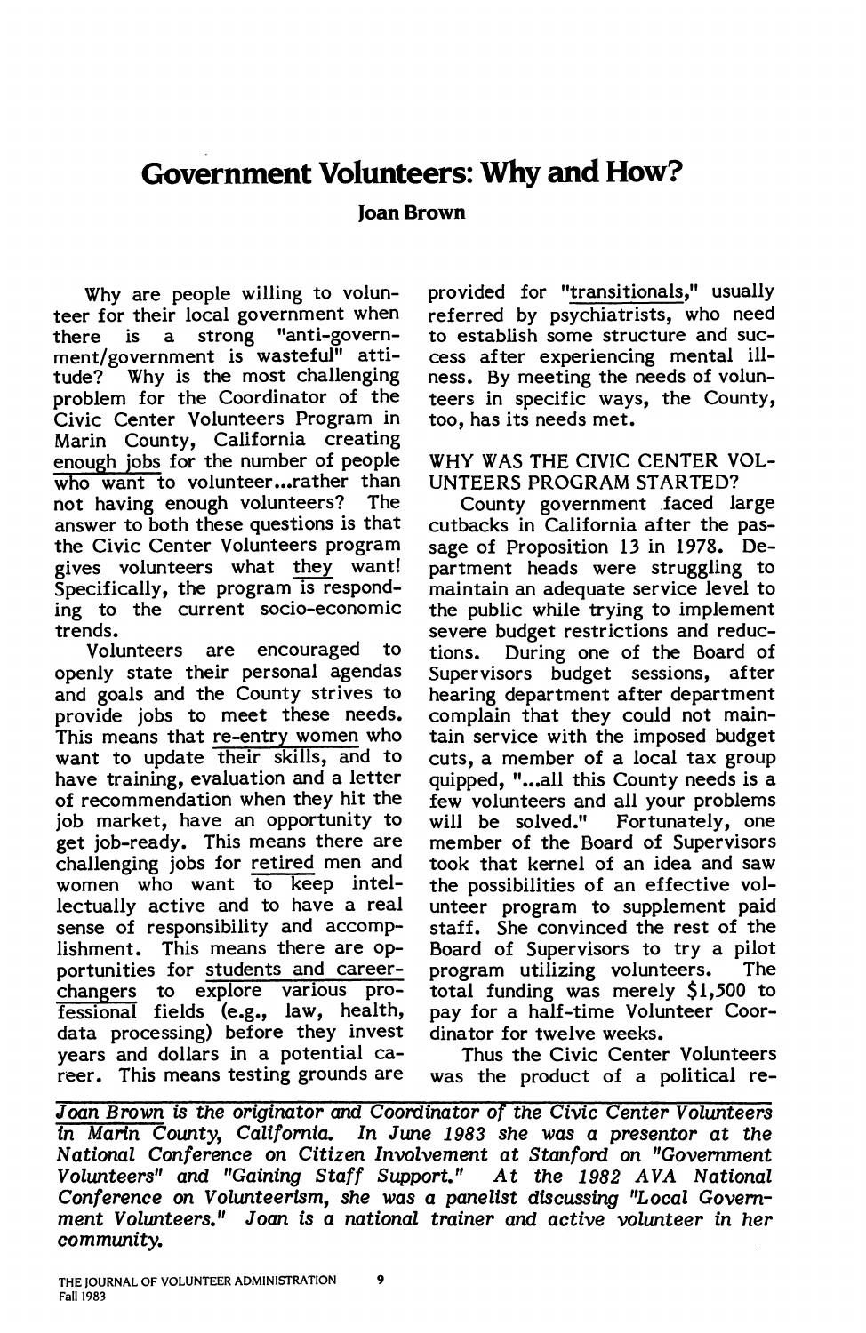# Government Volunteers: Why and How?

**Joan Brown**

Why are people willing to volunteer for their local government when there is a strong "anti-government/government is wasteful" attitude? Why is the most challenging problem for the Coordinator of the Civic Center Volunteers Program in Marin County, California creating enough jobs for the number of people who want to volunteer...rather than not having enough volunteers? The answer to both these questions is that the Civic Center Volunteers program gives volunteers what they want! Specifically, the program is responding to the current socio-economic trends.

Volunteers are encouraged to openly state their personal agendas and goals and the County strives to provide jobs to meet these needs. This means that re-entry women who want to update their skills, and to have training, evaluation and a letter of recommendation when they hit the job market, have an opportunity to get job-ready. This means there are challenging jobs for retired men and women who want to keep intellectually active and to have a real sense of responsibility and accomplishment. This means there are opportunities for students and career-changers to explore various professional fields (e.g., law, health, data processing) before they invest years and dollars in a potential career. This means testing grounds are provided for "transitionals," usually referred by psychiatrists, who need to establish some structure and success after experiencing mental illness. By meeting the needs of volunteers in specific ways, the County, too, has its needs met.

## WHY WAS THE CIVIC CENTER VOLUNTEERS PROGRAM STARTED?

County government faced large cutbacks in California after the passage of Proposition 13 in 1978. Department heads were struggling to maintain an adequate service level to the public while trying to implement severe budget restrictions and reductions. During one of the Board of Supervisors budget sessions, after hearing department after department complain that they could not maintain service with the imposed budget cuts, a member of a local tax group quipped, "...all this County needs is a few volunteers and all your problems will be solved." Fortunately, one member of the Board of Supervisors took that kernel of an idea and saw the possibilities of an effective volunteer program to supplement paid staff. She convinced the rest of the Board of Supervisors to try a pilot program utilizing volunteers. The total funding was merely $1,500 to pay for a half-time Volunteer Coordinator for twelve weeks.

Thus the Civic Center Volunteers was the product of a political re-

*Joan Brown is the originator and Coordinator of the Civic Center Volunteers in Marin County, California. In June 1983 she was a presentor at the National Conference on Citizen Involvement at Stanford on "Government Volunteers" and "Gaining Staff Support." At the 1982 AVA National Conference on Volunteerism, she was a panelist discussing "Local Government Volunteers." Joan is a national trainer and active volunteer in her community.*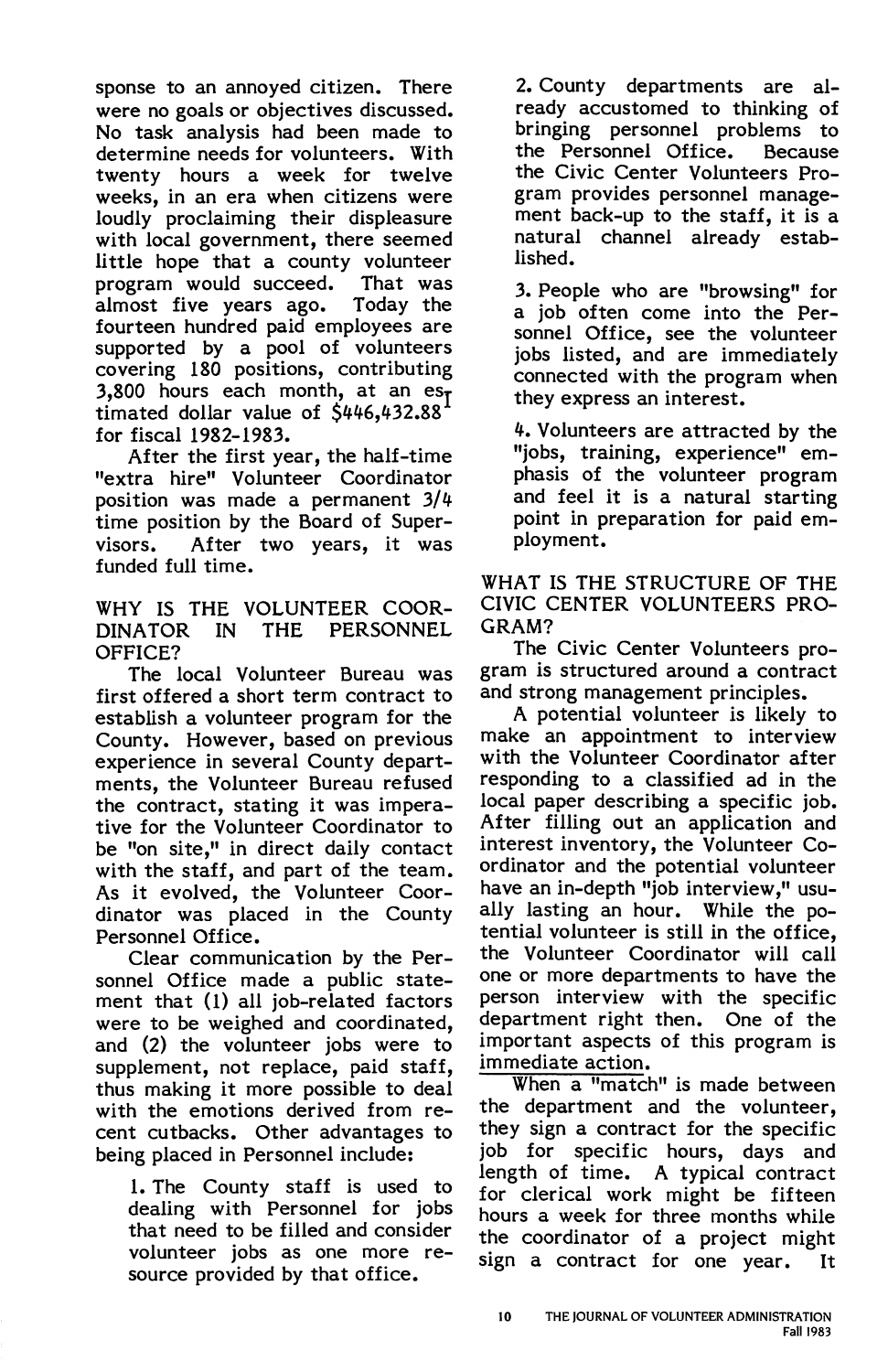sponse to an annoyed citizen. There were no goals or objectives discussed. No task analysis had been made to determine needs for volunteers. With twenty hours a week for twelve weeks, in an era when citizens were loudly proclaiming their displeasure with local government, there seemed little hope that a county volunteer program would succeed. That was almost five years ago. Today the fourteen hundred paid employees are supported by a pool of volunteers covering 180 positions, contributing 3,800 hours each month, at an estimated dollar value of $446,432.88[1] for fiscal 1982-1983.

After the first year, the half-time "extra hire" Volunteer Coordinator position was made a permanent 3/4 time position by the Board of Supervisors. After two years, it was funded full time.

## WHY IS THE VOLUNTEER COORDINATOR IN THE PERSONNEL OFFICE?

The local Volunteer Bureau was first offered a short term contract to establish a volunteer program for the County. However, based on previous experience in several County departments, the Volunteer Bureau refused the contract, stating it was imperative for the Volunteer Coordinator to be "on site," in direct daily contact with the staff, and part of the team. As it evolved, the Volunteer Coordinator was placed in the County Personnel Office.

Clear communication by the Personnel Office made a public statement that (1) all job-related factors were to be weighed and coordinated, and (2) the volunteer jobs were to supplement, not replace, paid staff, thus making it more possible to deal with the emotions derived from recent cutbacks. Other advantages to being placed in Personnel include:

1. The County staff is used to dealing with Personnel for jobs that need to be filled and consider volunteer jobs as one more resource provided by that office.

2. County departments are already accustomed to thinking of bringing personnel problems to the Personnel Office. Because the Civic Center Volunteers Program provides personnel management back-up to the staff, it is a natural channel already established.

3. People who are "browsing" for a job often come into the Personnel Office, see the volunteer jobs listed, and are immediately connected with the program when they express an interest.

4. Volunteers are attracted by the "jobs, training, experience" emphasis of the volunteer program and feel it is a natural starting point in preparation for paid employment.

## WHAT IS THE STRUCTURE OF THE CIVIC CENTER VOLUNTEERS PROGRAM?

The Civic Center Volunteers program is structured around a contract and strong management principles.

A potential volunteer is likely to make an appointment to interview with the Volunteer Coordinator after responding to a classified ad in the local paper describing a specific job. After filling out an application and interest inventory, the Volunteer Coordinator and the potential volunteer have an in-depth "job interview," usually lasting an hour. While the potential volunteer is still in the office, the Volunteer Coordinator will call one or more departments to have the person interview with the specific department right then. One of the important aspects of this program is immediate action.

When a "match" is made between the department and the volunteer, they sign a contract for the specific job for specific hours, days and length of time. A typical contract for clerical work might be fifteen hours a week for three months while the coordinator of a project might sign a contract for one year. It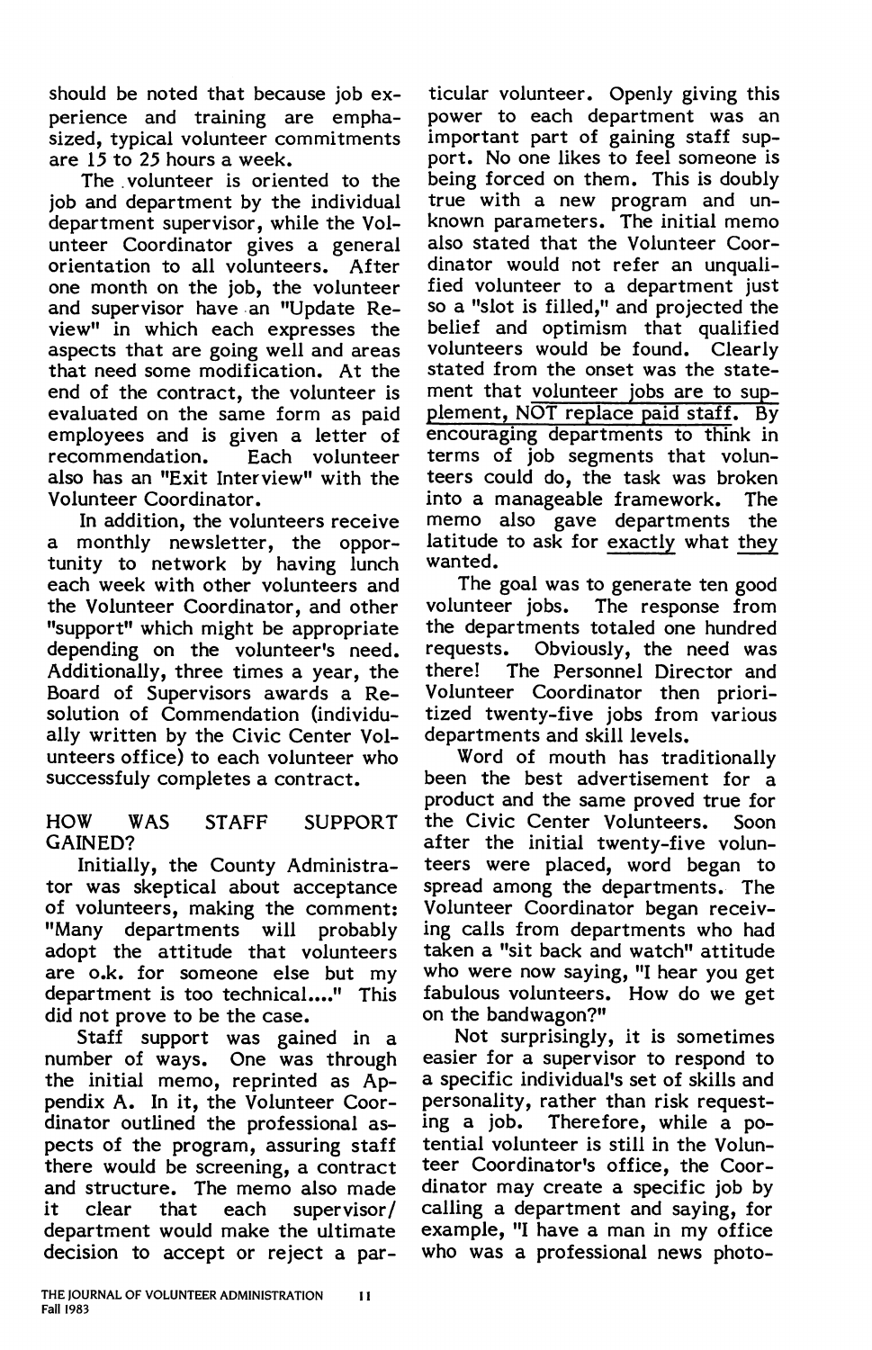should be noted that because job experience and training are emphasized, typical volunteer commitments are 15 to 25 hours a week.

The volunteer is oriented to the job and department by the individual department supervisor, while the Volunteer Coordinator gives a general orientation to all volunteers. After one month on the job, the volunteer and supervisor have an "Update Review" in which each expresses the aspects that are going well and areas that need some modification. At the end of the contract, the volunteer is evaluated on the same form as paid employees and is given a letter of recommendation. Each volunteer also has an "Exit Interview" with the Volunteer Coordinator.

In addition, the volunteers receive a monthly newsletter, the opportunity to network by having lunch each week with other volunteers and the Volunteer Coordinator, and other "support" which might be appropriate depending on the volunteer's need. Additionally, three times a year, the Board of Supervisors awards a Resolution of Commendation (individually written by the Civic Center Volunteers office) to each volunteer who successfuly completes a contract.

## HOW WAS STAFF SUPPORT GAINED?

Initially, the County Administrator was skeptical about acceptance of volunteers, making the comment: "Many departments will probably adopt the attitude that volunteers are o.k. for someone else but my department is too technical...." This did not prove to be the case.

Staff support was gained in a number of ways. One was through the initial memo, reprinted as Appendix A. In it, the Volunteer Coordinator outlined the professional aspects of the program, assuring staff there would be screening, a contract and structure. The memo also made it clear that each supervisor/department would make the ultimate decision to accept or reject a particular volunteer. Openly giving this power to each department was an important part of gaining staff support. No one likes to feel someone is being forced on them. This is doubly true with a new program and unknown parameters. The initial memo also stated that the Volunteer Coordinator would not refer an unqualified volunteer to a department just so a "slot is filled," and projected the belief and optimism that qualified volunteers would be found. Clearly stated from the onset was the statement that volunteer jobs are to supplement, NOT replace paid staff. By encouraging departments to think in terms of job segments that volunteers could do, the task was broken into a manageable framework. The memo also gave departments the latitude to ask for exactly what they wanted.

The goal was to generate ten good volunteer jobs. The response from the departments totaled one hundred requests. Obviously, the need was there! The Personnel Director and Volunteer Coordinator then prioritized twenty-five jobs from various departments and skill levels.

Word of mouth has traditionally been the best advertisement for a product and the same proved true for the Civic Center Volunteers. Soon after the initial twenty-five volunteers were placed, word began to spread among the departments. The Volunteer Coordinator began receiving calls from departments who had taken a "sit back and watch" attitude who were now saying, "I hear you get fabulous volunteers. How do we get on the bandwagon?"

Not surprisingly, it is sometimes easier for a supervisor to respond to a specific individual's set of skills and personality, rather than risk requesting a job. Therefore, while a potential volunteer is still in the Volunteer Coordinator's office, the Coordinator may create a specific job by calling a department and saying, for example, "I have a man in my office who was a professional news photo-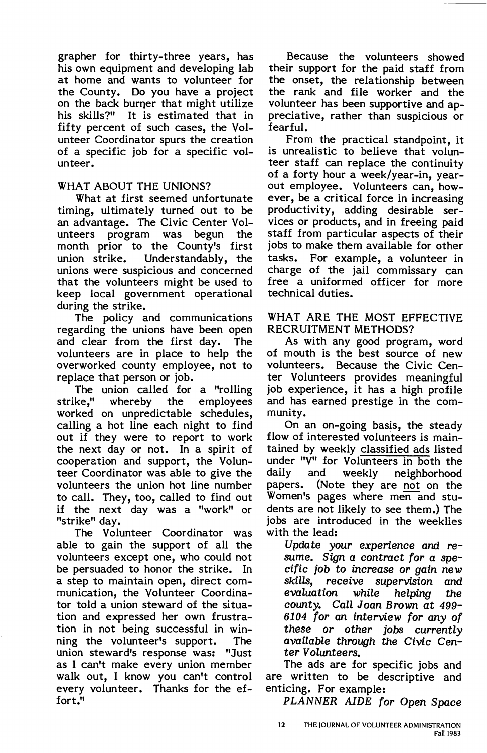grapher for thirty-three years, has his own equipment and developing lab at home and wants to volunteer for the County. Do you have a project on the back burner that might utilize his skills?" It is estimated that in fifty percent of such cases, the Volunteer Coordinator spurs the creation of a specific job for a specific volunteer.

## WHAT ABOUT THE UNIONS?

What at first seemed unfortunate timing, ultimately turned out to be an advantage. The Civic Center Volunteers program was begun the month prior to the County's first union strike. Understandably, the unions were suspicious and concerned that the volunteers might be used to keep local government operational during the strike.

The policy and communications regarding the unions have been open and clear from the first day. The volunteers are in place to help the overworked county employee, not to replace that person or job.

The union called for a "rolling strike," whereby the employees worked on unpredictable schedules, calling a hot line each night to find out if they were to report to work the next day or not. In a spirit of cooperation and support, the Volunteer Coordinator was able to give the volunteers the union hot line number to call. They, too, called to find out if the next day was a "work" or "strike" day.

The Volunteer Coordinator was able to gain the support of all the volunteers except one, who could not be persuaded to honor the strike. In a step to maintain open, direct communication, the Volunteer Coordinator told a union steward of the situation and expressed her own frustration in not being successful in winning the volunteer's support. The union steward's response was: "Just as I can't make every union member walk out, I know you can't control every volunteer. Thanks for the effort."

Because the volunteers showed their support for the paid staff from the onset, the relationship between the rank and file worker and the volunteer has been supportive and appreciative, rather than suspicious or fearful.

From the practical standpoint, it is unrealistic to believe that volunteer staff can replace the continuity of a forty hour a week/year-in, year-out employee. Volunteers can, however, be a critical force in increasing productivity, adding desirable services or products, and in freeing paid staff from particular aspects of their jobs to make them available for other tasks. For example, a volunteer in charge of the jail commissary can free a uniformed officer for more technical duties.

## WHAT ARE THE MOST EFFECTIVE RECRUITMENT METHODS?

As with any good program, word of mouth is the best source of new volunteers. Because the Civic Center Volunteers provides meaningful job experience, it has a high profile and has earned prestige in the community.

On an on-going basis, the steady flow of interested volunteers is maintained by weekly classified ads listed under "V" for Volunteers in both the daily and weekly neighborhood papers. (Note they are not on the Women's pages where men and students are not likely to see them.) The jobs are introduced in the weeklies with the lead:

> *Update your experience and resume. Sign a contract for a specific job to increase or gain new skills, receive supervision and evaluation while helping the county. Call Joan Brown at 499-6104 for an interview for any of these or other jobs currently available through the Civic Center Volunteers.*

The ads are for specific jobs and are written to be descriptive and enticing. For example:

*PLANNER AIDE for Open Space*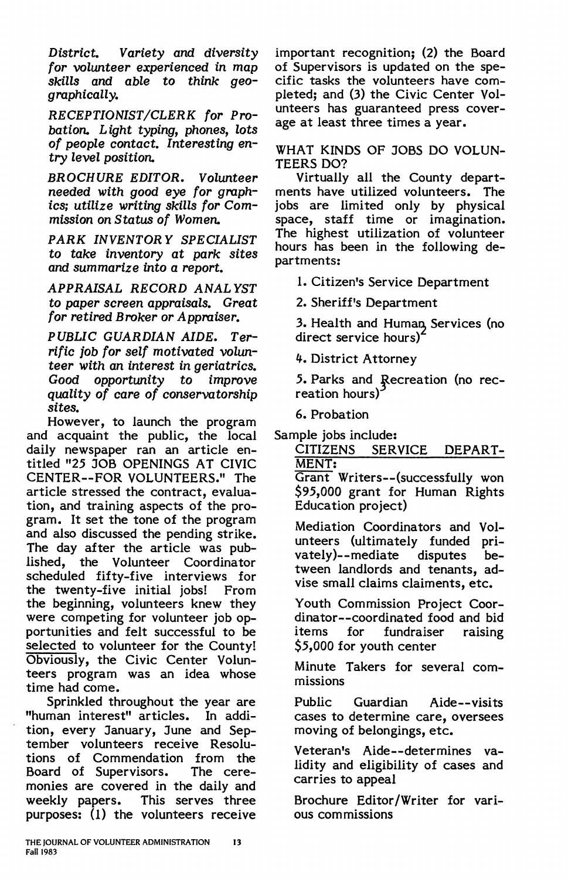*District. Variety and diversity for volunteer experienced in map skills and able to think geographically.*

*RECEPTIONIST/CLERK for Probation. Light typing, phones, lots of people contact. Interesting entry level position.*

*BROCHURE EDITOR. Volunteer needed with good eye for graphics; utilize writing skills for Commission on Status of Women.*

*PARK INVENTORY SPECIALIST to take inventory at park sites and summarize into a report.*

*APPRAISAL RECORD ANALYST to paper screen appraisals. Great for retired Broker or Appraiser.*

*PUBLIC GUARDIAN AIDE. Terrific job for self motivated volunteer with an interest in geriatrics. Good opportunity to improve quality of care of conservatorship sites.*

However, to launch the program and acquaint the public, the local daily newspaper ran an article entitled "25 JOB OPENINGS AT CIVIC CENTER--FOR VOLUNTEERS." The article stressed the contract, evaluation, and training aspects of the program. It set the tone of the program and also discussed the pending strike. The day after the article was published, the Volunteer Coordinator scheduled fifty-five interviews for the twenty-five initial jobs! From the beginning, volunteers knew they were competing for volunteer job opportunities and felt successful to be selected to volunteer for the County! Obviously, the Civic Center Volunteers program was an idea whose time had come.

Sprinkled throughout the year are "human interest" articles. In addition, every January, June and September volunteers receive Resolutions of Commendation from the Board of Supervisors. The ceremonies are covered in the daily and weekly papers. This serves three purposes: (1) the volunteers receive important recognition; (2) the Board of Supervisors is updated on the specific tasks the volunteers have completed; and (3) the Civic Center Volunteers has guaranteed press coverage at least three times a year.

WHAT KINDS OF JOBS DO VOLUNTEERS DO?

Virtually all the County departments have utilized volunteers. The jobs are limited only by physical space, staff time or imagination. The highest utilization of volunteer hours has been in the following departments:

1. Citizen's Service Department
2. Sheriff's Department
3. Health and Human Services (no direct service hours)[2]
4. District Attorney
5. Parks and Recreation (no recreation hours)[3]
6. Probation

Sample jobs include:

CITIZENS SERVICE DEPARTMENT:

Grant Writers--(successfully won $95,000 grant for Human Rights Education project)

Mediation Coordinators and Volunteers (ultimately funded privately)--mediate disputes between landlords and tenants, advise small claims claiments, etc.

Youth Commission Project Coordinator--coordinated food and bid items for fundraiser raising $5,000 for youth center

Minute Takers for several commissions

Public Guardian Aide--visits cases to determine care, oversees moving of belongings, etc.

Veteran's Aide--determines validity and eligibility of cases and carries to appeal

Brochure Editor/Writer for various commissions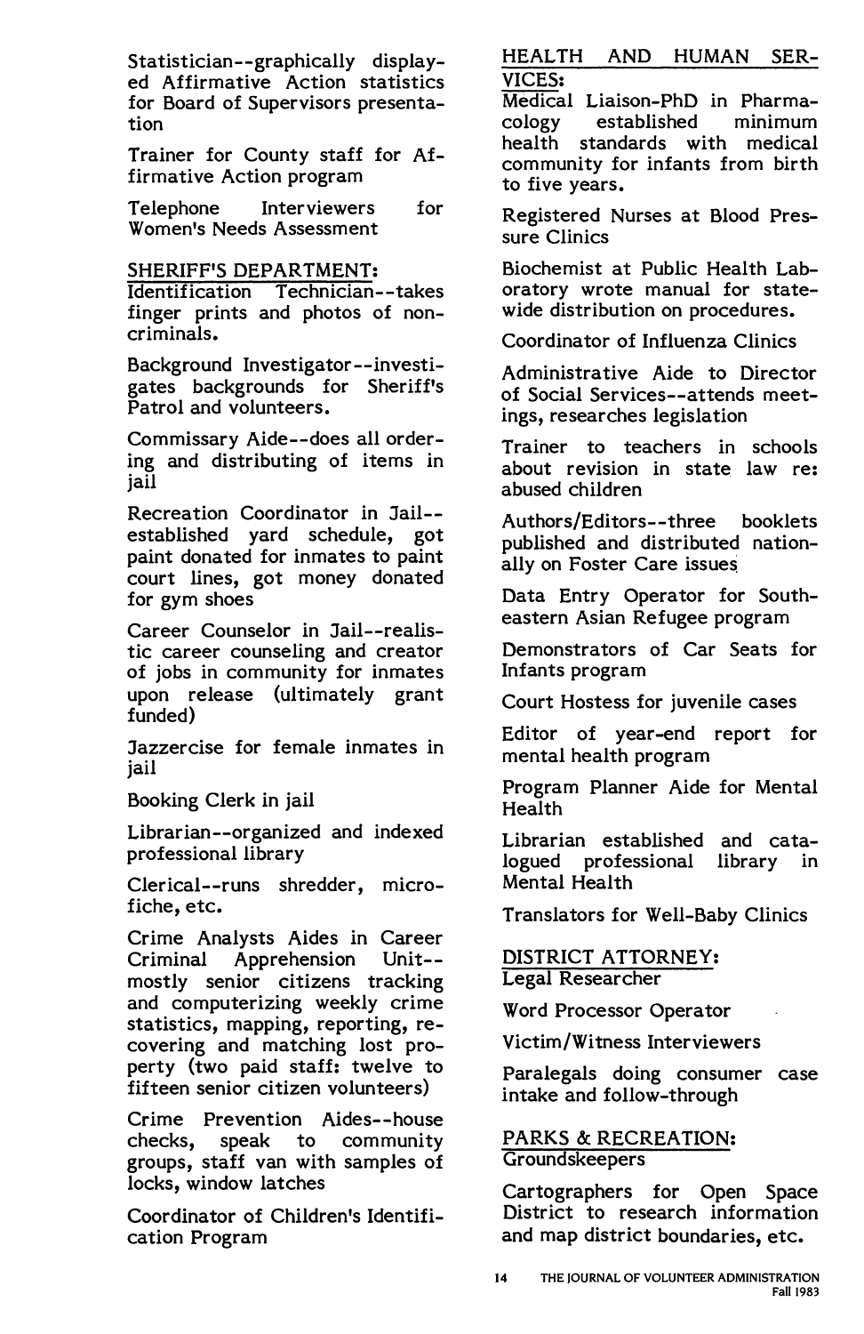Statistician--graphically displayed Affirmative Action statistics for Board of Supervisors presentation

Trainer for County staff for Affirmative Action program

Telephone Interviewers for Women's Needs Assessment

SHERIFF'S DEPARTMENT:

Identification Technician--takes finger prints and photos of noncriminals.

Background Investigator--investigates backgrounds for Sheriff's Patrol and volunteers.

Commissary Aide--does all ordering and distributing of items in jail

Recreation Coordinator in Jail--established yard schedule, got paint donated for inmates to paint court lines, got money donated for gym shoes

Career Counselor in Jail--realistic career counseling and creator of jobs in community for inmates upon release (ultimately grant funded)

Jazzercise for female inmates in jail

Booking Clerk in jail

Librarian--organized and indexed professional library

Clerical--runs shredder, microfiche, etc.

Crime Analysts Aides in Career Criminal Apprehension Unit--mostly senior citizens tracking and computerizing weekly crime statistics, mapping, reporting, recovering and matching lost property (two paid staff: twelve to fifteen senior citizen volunteers)

Crime Prevention Aides--house checks, speak to community groups, staff van with samples of locks, window latches

Coordinator of Children's Identification Program

HEALTH AND HUMAN SERVICES:

Medical Liaison-PhD in Pharmacology established minimum health standards with medical community for infants from birth to five years.

Registered Nurses at Blood Pressure Clinics

Biochemist at Public Health Laboratory wrote manual for statewide distribution on procedures.

Coordinator of Influenza Clinics

Administrative Aide to Director of Social Services--attends meetings, researches legislation

Trainer to teachers in schools about revision in state law re: abused children

Authors/Editors--three booklets published and distributed nationally on Foster Care issues

Data Entry Operator for Southeastern Asian Refugee program

Demonstrators of Car Seats for Infants program

Court Hostess for juvenile cases

Editor of year-end report for mental health program

Program Planner Aide for Mental Health

Librarian established and catalogued professional library in Mental Health

Translators for Well-Baby Clinics

DISTRICT ATTORNEY:

Legal Researcher

Word Processor Operator

Victim/Witness Interviewers

Paralegals doing consumer case intake and follow-through

PARKS & RECREATION:

Groundskeepers

Cartographers for Open Space District to research information and map district boundaries, etc.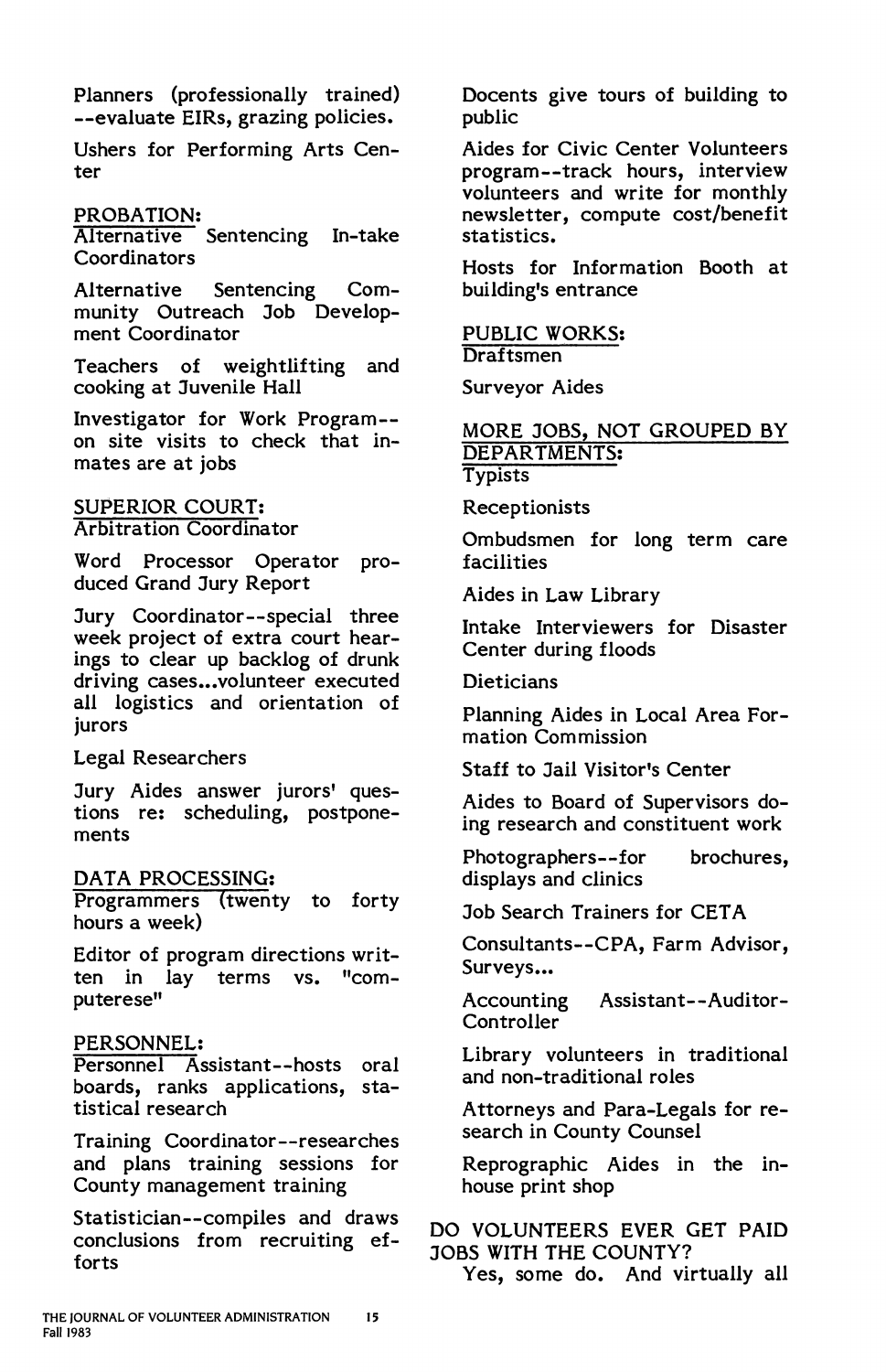Planners (professionally trained)--evaluate EIRs, grazing policies.

Ushers for Performing Arts Center

PROBATION:
Alternative Sentencing In-take Coordinators

Alternative Sentencing Community Outreach Job Development Coordinator

Teachers of weightlifting and cooking at Juvenile Hall

Investigator for Work Program--on site visits to check that inmates are at jobs

SUPERIOR COURT:
Arbitration Coordinator

Word Processor Operator produced Grand Jury Report

Jury Coordinator--special three week project of extra court hearings to clear up backlog of drunk driving cases...volunteer executed all logistics and orientation of jurors

Legal Researchers

Jury Aides answer jurors' questions re: scheduling, postponements

DATA PROCESSING:
Programmers (twenty to forty hours a week)

Editor of program directions written in lay terms vs. "computerese"

PERSONNEL:
Personnel Assistant--hosts oral boards, ranks applications, statistical research

Training Coordinator--researches and plans training sessions for County management training

Statistician--compiles and draws conclusions from recruiting efforts

Docents give tours of building to public

Aides for Civic Center Volunteers program--track hours, interview volunteers and write for monthly newsletter, compute cost/benefit statistics.

Hosts for Information Booth at building's entrance

PUBLIC WORKS:
Draftsmen

Surveyor Aides

MORE JOBS, NOT GROUPED BY DEPARTMENTS:
Typists

Receptionists

Ombudsmen for long term care facilities

Aides in Law Library

Intake Interviewers for Disaster Center during floods

Dieticians

Planning Aides in Local Area Formation Commission

Staff to Jail Visitor's Center

Aides to Board of Supervisors doing research and constituent work

Photographers--for brochures, displays and clinics

Job Search Trainers for CETA

Consultants--CPA, Farm Advisor, Surveys...

Accounting Assistant--Auditor-Controller

Library volunteers in traditional and non-traditional roles

Attorneys and Para-Legals for research in County Counsel

Reprographic Aides in the in-house print shop

DO VOLUNTEERS EVER GET PAID JOBS WITH THE COUNTY?

Yes, some do. And virtually all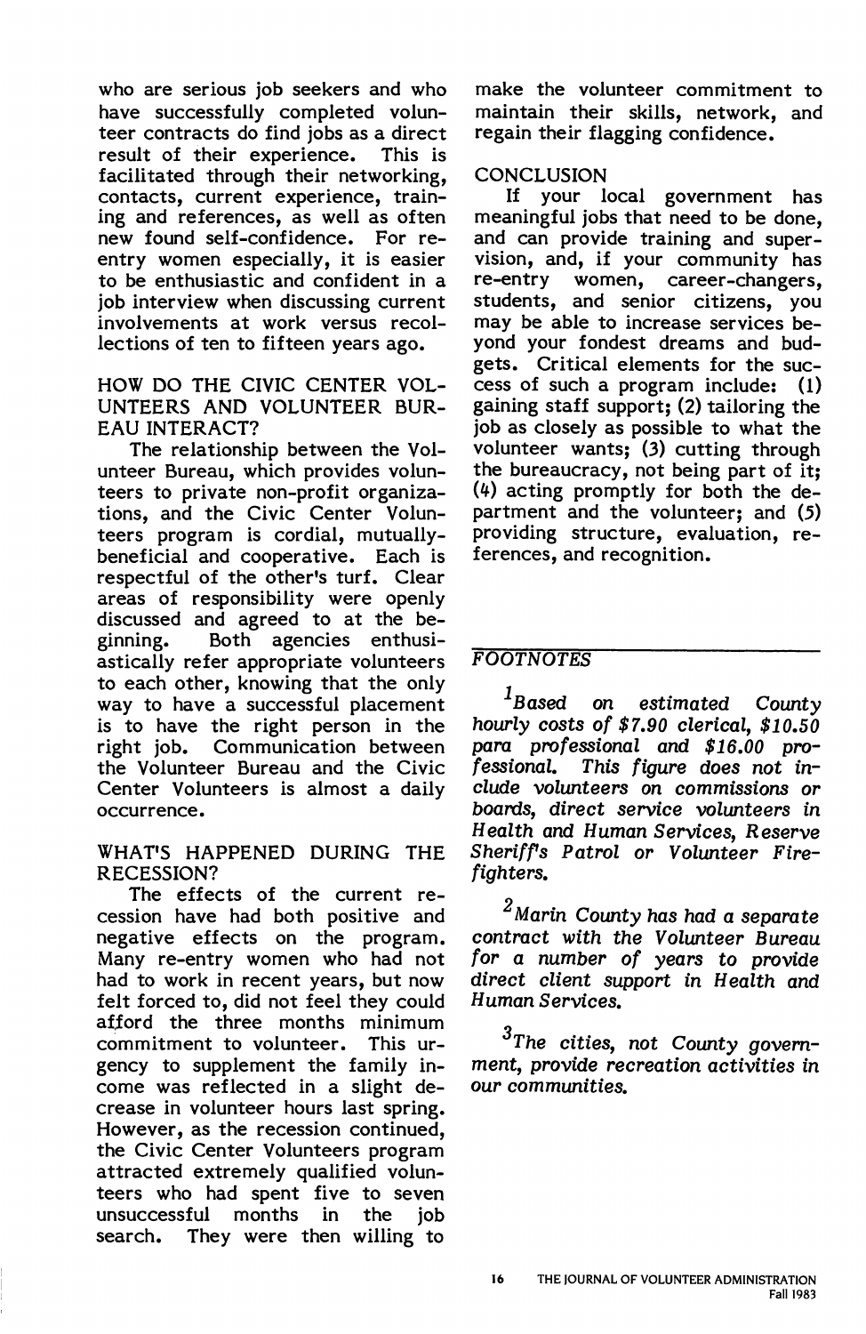who are serious job seekers and who have successfully completed volunteer contracts do find jobs as a direct result of their experience. This is facilitated through their networking, contacts, current experience, training and references, as well as often new found self-confidence. For re-entry women especially, it is easier to be enthusiastic and confident in a job interview when discussing current involvements at work versus recollections of ten to fifteen years ago.

## HOW DO THE CIVIC CENTER VOLUNTEERS AND VOLUNTEER BUREAU INTERACT?

The relationship between the Volunteer Bureau, which provides volunteers to private non-profit organizations, and the Civic Center Volunteers program is cordial, mutually-beneficial and cooperative. Each is respectful of the other's turf. Clear areas of responsibility were openly discussed and agreed to at the beginning. Both agencies enthusiastically refer appropriate volunteers to each other, knowing that the only way to have a successful placement is to have the right person in the right job. Communication between the Volunteer Bureau and the Civic Center Volunteers is almost a daily occurrence.

## WHAT'S HAPPENED DURING THE RECESSION?

The effects of the current recession have had both positive and negative effects on the program. Many re-entry women who had not had to work in recent years, but now felt forced to, did not feel they could afford the three months minimum commitment to volunteer. This urgency to supplement the family income was reflected in a slight decrease in volunteer hours last spring. However, as the recession continued, the Civic Center Volunteers program attracted extremely qualified volunteers who had spent five to seven unsuccessful months in the job search. They were then willing to make the volunteer commitment to maintain their skills, network, and regain their flagging confidence.

## CONCLUSION

If your local government has meaningful jobs that need to be done, and can provide training and supervision, and, if your community has re-entry women, career-changers, students, and senior citizens, you may be able to increase services beyond your fondest dreams and budgets. Critical elements for the success of such a program include: (1) gaining staff support; (2) tailoring the job as closely as possible to what the volunteer wants; (3) cutting through the bureaucracy, not being part of it; (4) acting promptly for both the department and the volunteer; and (5) providing structure, evaluation, references, and recognition.

---

## *FOOTNOTES*

[1] *Based on estimated County hourly costs of $7.90 clerical, $10.50 para professional and $16.00 professional. This figure does not include volunteers on commissions or boards, direct service volunteers in Health and Human Services, Reserve Sheriff's Patrol or Volunteer Firefighters.*

[2] *Marin County has had a separate contract with the Volunteer Bureau for a number of years to provide direct client support in Health and Human Services.*

[3] *The cities, not County government, provide recreation activities in our communities.*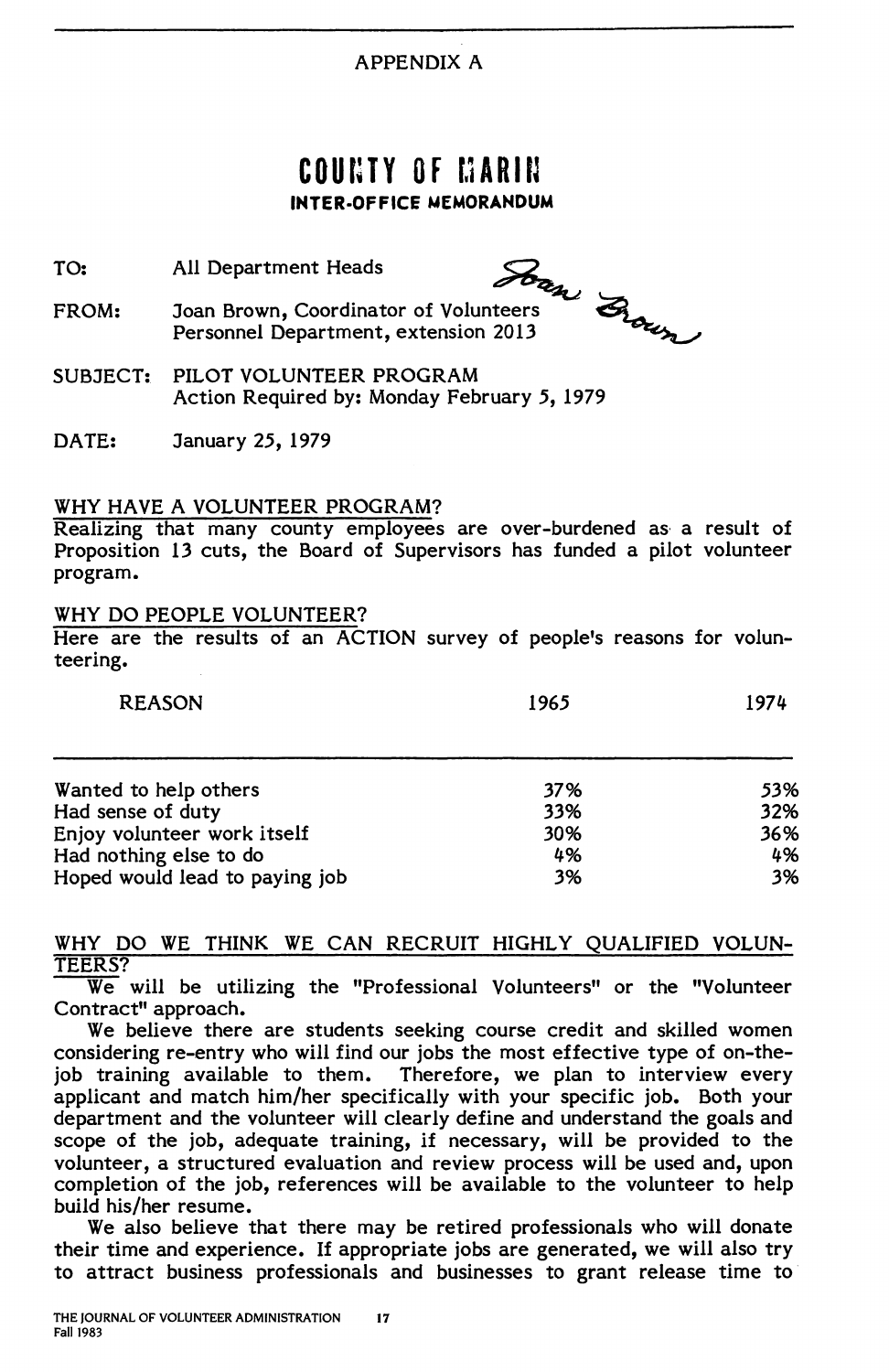APPENDIX A

# COUNTY OF MARIN

**INTER-OFFICE MEMORANDUM**

TO: All Department Heads

FROM: Joan Brown, Coordinator of Volunteers
Personnel Department, extension 2013

SUBJECT: PILOT VOLUNTEER PROGRAM
Action Required by: Monday February 5, 1979

DATE: January 25, 1979

WHY HAVE A VOLUNTEER PROGRAM?

Realizing that many county employees are over-burdened as a result of Proposition 13 cuts, the Board of Supervisors has funded a pilot volunteer program.

WHY DO PEOPLE VOLUNTEER?

Here are the results of an ACTION survey of people's reasons for volunteering.

| REASON | 1965 | 1974 |
|---|---|---|
| Wanted to help others | 37% | 53% |
| Had sense of duty | 33% | 32% |
| Enjoy volunteer work itself | 30% | 36% |
| Had nothing else to do | 4% | 4% |
| Hoped would lead to paying job | 3% | 3% |

WHY DO WE THINK WE CAN RECRUIT HIGHLY QUALIFIED VOLUNTEERS?

We will be utilizing the "Professional Volunteers" or the "Volunteer Contract" approach.

We believe there are students seeking course credit and skilled women considering re-entry who will find our jobs the most effective type of on-the-job training available to them. Therefore, we plan to interview every applicant and match him/her specifically with your specific job. Both your department and the volunteer will clearly define and understand the goals and scope of the job, adequate training, if necessary, will be provided to the volunteer, a structured evaluation and review process will be used and, upon completion of the job, references will be available to the volunteer to help build his/her resume.

We also believe that there may be retired professionals who will donate their time and experience. If appropriate jobs are generated, we will also try to attract business professionals and businesses to grant release time to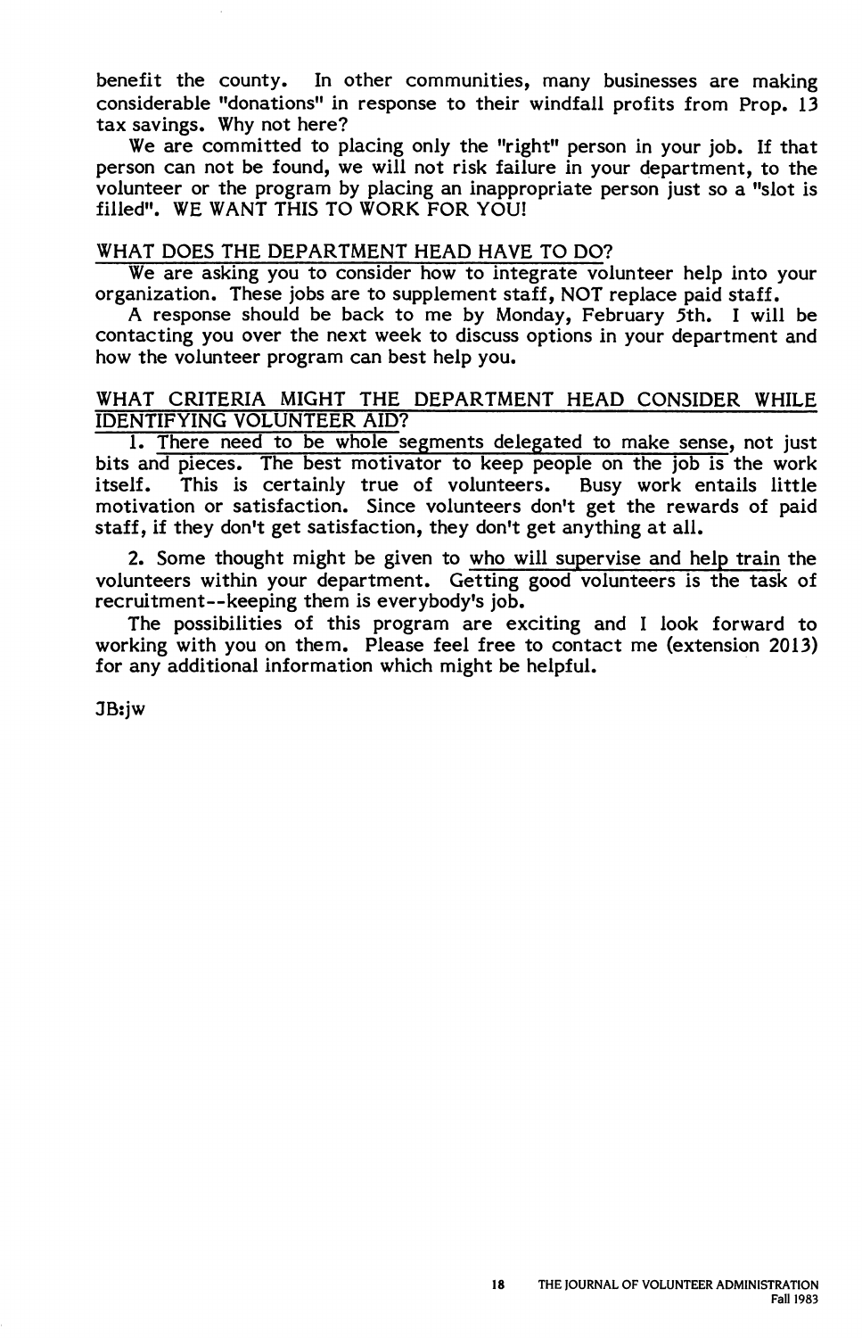benefit the county. In other communities, many businesses are making considerable "donations" in response to their windfall profits from Prop. 13 tax savings. Why not here?

We are committed to placing only the "right" person in your job. If that person can not be found, we will not risk failure in your department, to the volunteer or the program by placing an inappropriate person just so a "slot is filled". WE WANT THIS TO WORK FOR YOU!

WHAT DOES THE DEPARTMENT HEAD HAVE TO DO?

We are asking you to consider how to integrate volunteer help into your organization. These jobs are to supplement staff, NOT replace paid staff.

A response should be back to me by Monday, February 5th. I will be contacting you over the next week to discuss options in your department and how the volunteer program can best help you.

WHAT CRITERIA MIGHT THE DEPARTMENT HEAD CONSIDER WHILE IDENTIFYING VOLUNTEER AID?

1. There need to be whole segments delegated to make sense, not just bits and pieces. The best motivator to keep people on the job is the work itself. This is certainly true of volunteers. Busy work entails little motivation or satisfaction. Since volunteers don't get the rewards of paid staff, if they don't get satisfaction, they don't get anything at all.

2. Some thought might be given to who will supervise and help train the volunteers within your department. Getting good volunteers is the task of recruitment--keeping them is everybody's job.

The possibilities of this program are exciting and I look forward to working with you on them. Please feel free to contact me (extension 2013) for any additional information which might be helpful.

JB:jw